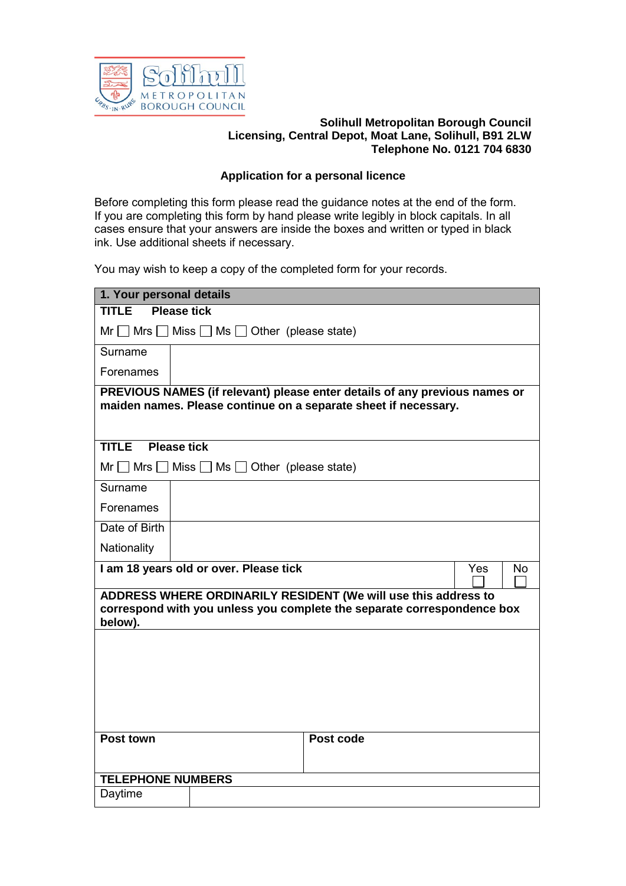Solihull Metropolitan Borough Council

**Solihull Metropolitan Borough Council**
**Licensing, Central Depot, Moat Lane, Solihull, B91 2LW**
**Telephone No. 0121 704 6830**

## Application for a personal licence

Before completing this form please read the guidance notes at the end of the form. If you are completing this form by hand please write legibly in block capitals. In all cases ensure that your answers are inside the boxes and written or typed in black ink. Use additional sheets if necessary.

You may wish to keep a copy of the completed form for your records.

| **1. Your personal details** | | | |
|---|---|---|---|
| **TITLE** **Please tick** | | | |
| Mr ☐ Mrs ☐ Miss ☐ Ms ☐ Other (please state) | | | |
| Surname | | | |
| Forenames | | | |
| **PREVIOUS NAMES (if relevant) please enter details of any previous names or maiden names. Please continue on a separate sheet if necessary.** | | | |
| **TITLE** **Please tick** | | | |
| Mr ☐ Mrs ☐ Miss ☐ Ms ☐ Other (please state) | | | |
| Surname | | | |
| Forenames | | | |
| Date of Birth | | | |
| Nationality | | | |
| **I am 18 years old or over. Please tick** | | Yes ☐ | No ☐ |
| **ADDRESS WHERE ORDINARILY RESIDENT (We will use this address to correspond with you unless you complete the separate correspondence box below).** | | | |
| | | | |
| **Post town** | | **Post code** | |
| **TELEPHONE NUMBERS** | | | |
| Daytime | | | |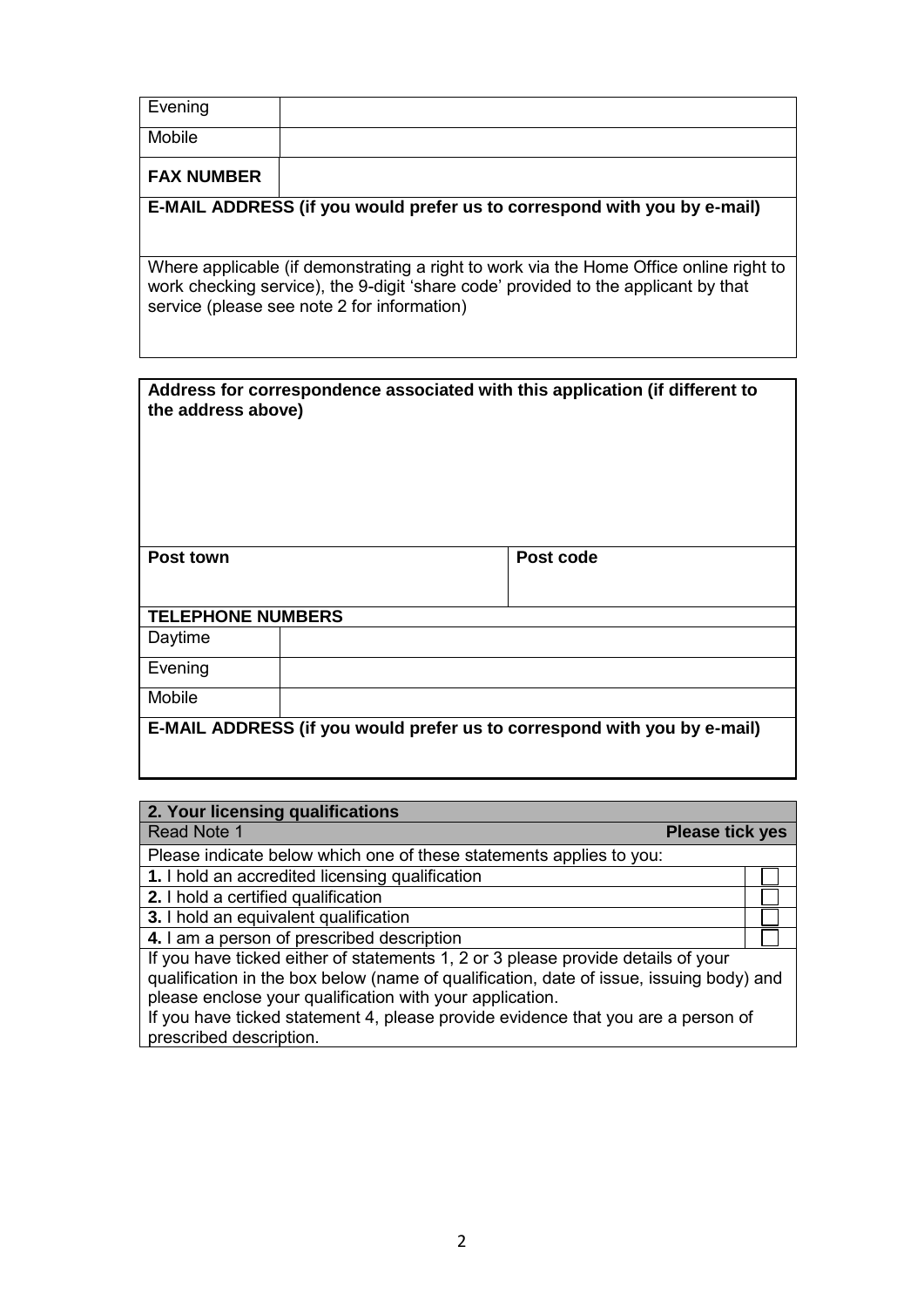| | |
|---|---|
| Evening | |
| Mobile | |
| **FAX NUMBER** | |
| **E-MAIL ADDRESS (if you would prefer us to correspond with you by e-mail)** | |
| Where applicable (if demonstrating a right to work via the Home Office online right to work checking service), the 9-digit 'share code' provided to the applicant by that service (please see note 2 for information) | |

| | |
|---|---|
| **Address for correspondence associated with this application (if different to the address above)** | |
| **Post town** | **Post code** |
| **TELEPHONE NUMBERS** | |
| Daytime | |
| Evening | |
| Mobile | |
| **E-MAIL ADDRESS (if you would prefer us to correspond with you by e-mail)** | |

| **2. Your licensing qualifications** | |
|---|---|
| Read Note 1 | **Please tick yes** |
| Please indicate below which one of these statements applies to you: | |
| **1.** I hold an accredited licensing qualification | ☐ |
| **2.** I hold a certified qualification | ☐ |
| **3.** I hold an equivalent qualification | ☐ |
| **4.** I am a person of prescribed description | ☐ |
| If you have ticked either of statements 1, 2 or 3 please provide details of your qualification in the box below (name of qualification, date of issue, issuing body) and please enclose your qualification with your application. If you have ticked statement 4, please provide evidence that you are a person of prescribed description. | |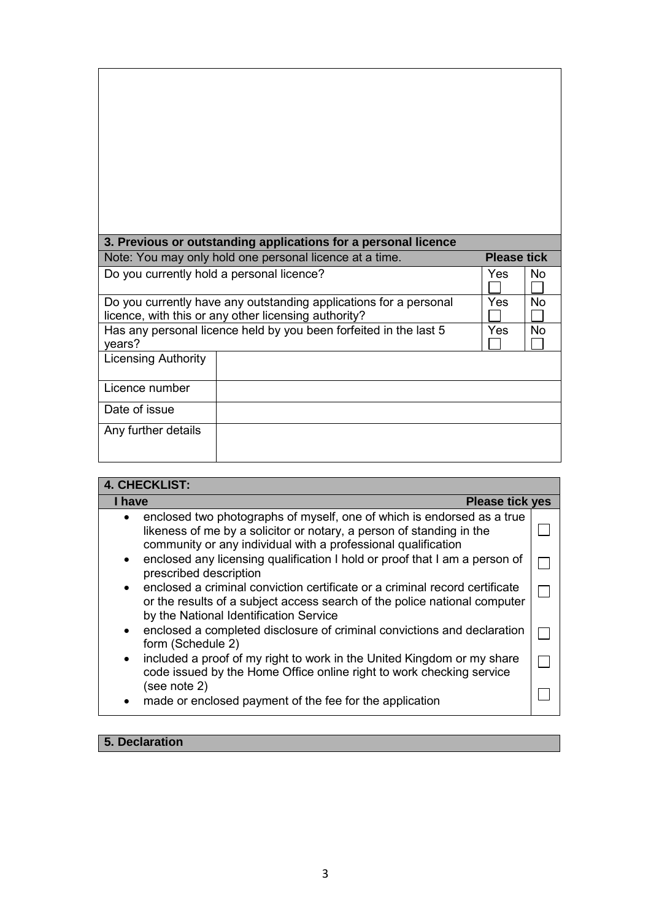## 3. Previous or outstanding applications for a personal licence

| Note: You may only hold one personal licence at a time. | | Please tick | |
|---|---|---|---|
| Do you currently hold a personal licence? | | Yes ☐ | No ☐ |
| Do you currently have any outstanding applications for a personal licence, with this or any other licensing authority? | | Yes ☐ | No ☐ |
| Has any personal licence held by you been forfeited in the last 5 years? | | Yes ☐ | No ☐ |
| Licensing Authority | | | |
| Licence number | | | |
| Date of issue | | | |
| Any further details | | | |

## 4. CHECKLIST:

| I have | Please tick yes |
|---|---|
| • enclosed two photographs of myself, one of which is endorsed as a true likeness of me by a solicitor or notary, a person of standing in the community or any individual with a professional qualification | ☐ |
| • enclosed any licensing qualification I hold or proof that I am a person of prescribed description | ☐ |
| • enclosed a criminal conviction certificate or a criminal record certificate or the results of a subject access search of the police national computer by the National Identification Service | ☐ |
| • enclosed a completed disclosure of criminal convictions and declaration form (Schedule 2) | ☐ |
| • included a proof of my right to work in the United Kingdom or my share code issued by the Home Office online right to work checking service (see note 2) | ☐ |
| • made or enclosed payment of the fee for the application | ☐ |

## 5. Declaration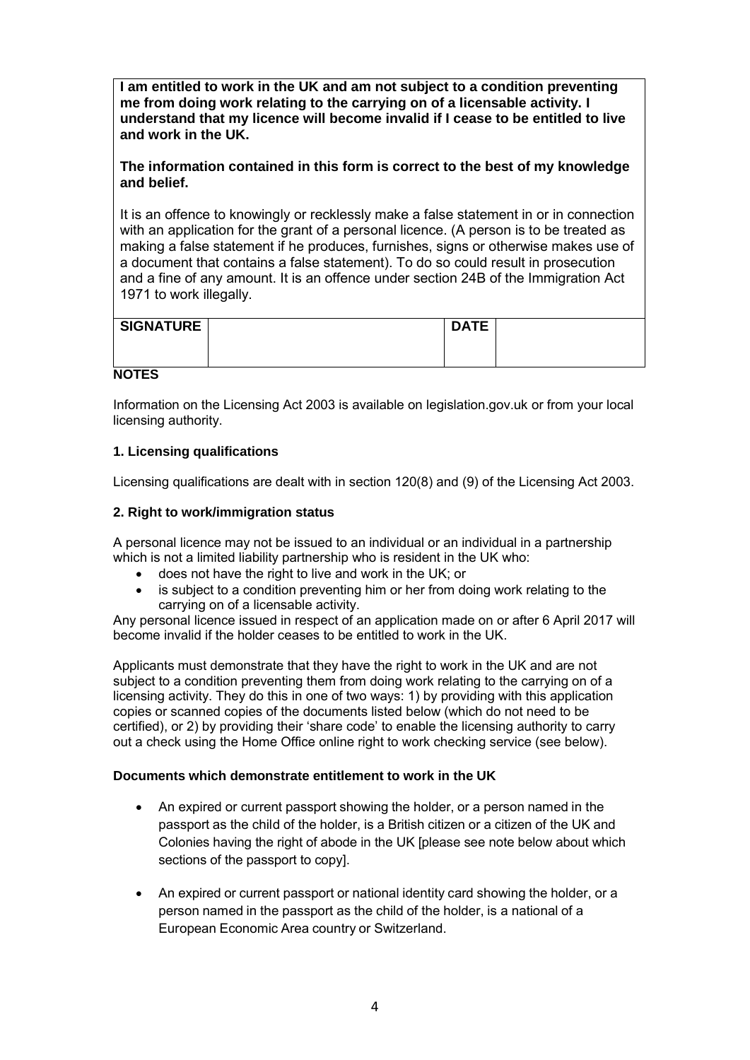**I am entitled to work in the UK and am not subject to a condition preventing me from doing work relating to the carrying on of a licensable activity. I understand that my licence will become invalid if I cease to be entitled to live and work in the UK.**

**The information contained in this form is correct to the best of my knowledge and belief.**

It is an offence to knowingly or recklessly make a false statement in or in connection with an application for the grant of a personal licence. (A person is to be treated as making a false statement if he produces, furnishes, signs or otherwise makes use of a document that contains a false statement). To do so could result in prosecution and a fine of any amount. It is an offence under section 24B of the Immigration Act 1971 to work illegally.

| SIGNATURE | | DATE | |
|---|---|---|---|

## NOTES

Information on the Licensing Act 2003 is available on legislation.gov.uk or from your local licensing authority.

### 1. Licensing qualifications

Licensing qualifications are dealt with in section 120(8) and (9) of the Licensing Act 2003.

### 2. Right to work/immigration status

A personal licence may not be issued to an individual or an individual in a partnership which is not a limited liability partnership who is resident in the UK who:

- does not have the right to live and work in the UK; or
- is subject to a condition preventing him or her from doing work relating to the carrying on of a licensable activity.

Any personal licence issued in respect of an application made on or after 6 April 2017 will become invalid if the holder ceases to be entitled to work in the UK.

Applicants must demonstrate that they have the right to work in the UK and are not subject to a condition preventing them from doing work relating to the carrying on of a licensing activity. They do this in one of two ways: 1) by providing with this application copies or scanned copies of the documents listed below (which do not need to be certified), or 2) by providing their 'share code' to enable the licensing authority to carry out a check using the Home Office online right to work checking service (see below).

**Documents which demonstrate entitlement to work in the UK**

- An expired or current passport showing the holder, or a person named in the passport as the child of the holder, is a British citizen or a citizen of the UK and Colonies having the right of abode in the UK [please see note below about which sections of the passport to copy].
- An expired or current passport or national identity card showing the holder, or a person named in the passport as the child of the holder, is a national of a European Economic Area country or Switzerland.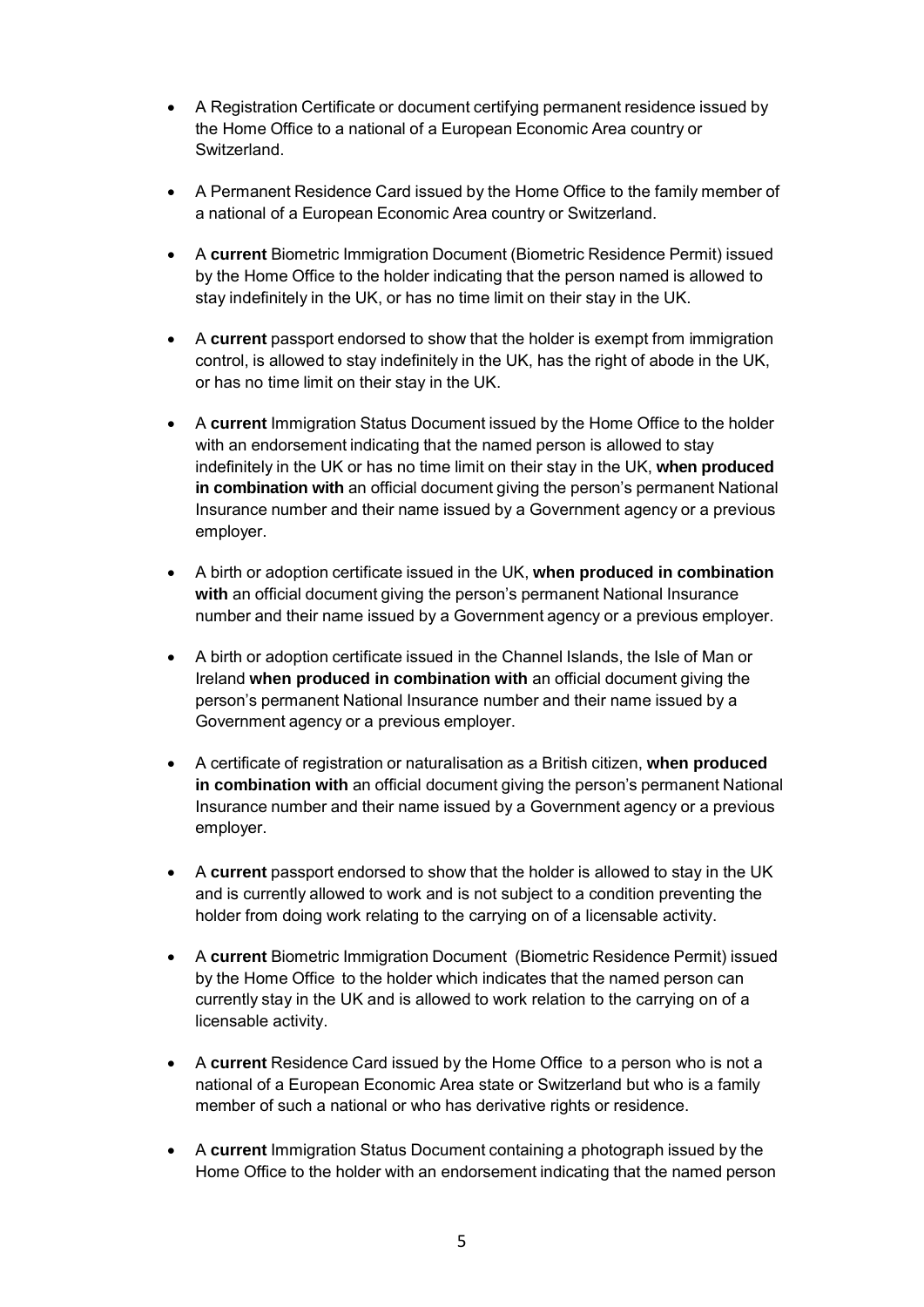- A Registration Certificate or document certifying permanent residence issued by the Home Office to a national of a European Economic Area country or Switzerland.

- A Permanent Residence Card issued by the Home Office to the family member of a national of a European Economic Area country or Switzerland.

- A **current** Biometric Immigration Document (Biometric Residence Permit) issued by the Home Office to the holder indicating that the person named is allowed to stay indefinitely in the UK, or has no time limit on their stay in the UK.

- A **current** passport endorsed to show that the holder is exempt from immigration control, is allowed to stay indefinitely in the UK, has the right of abode in the UK, or has no time limit on their stay in the UK.

- A **current** Immigration Status Document issued by the Home Office to the holder with an endorsement indicating that the named person is allowed to stay indefinitely in the UK or has no time limit on their stay in the UK, **when produced in combination with** an official document giving the person's permanent National Insurance number and their name issued by a Government agency or a previous employer.

- A birth or adoption certificate issued in the UK, **when produced in combination with** an official document giving the person's permanent National Insurance number and their name issued by a Government agency or a previous employer.

- A birth or adoption certificate issued in the Channel Islands, the Isle of Man or Ireland **when produced in combination with** an official document giving the person's permanent National Insurance number and their name issued by a Government agency or a previous employer.

- A certificate of registration or naturalisation as a British citizen, **when produced in combination with** an official document giving the person's permanent National Insurance number and their name issued by a Government agency or a previous employer.

- A **current** passport endorsed to show that the holder is allowed to stay in the UK and is currently allowed to work and is not subject to a condition preventing the holder from doing work relating to the carrying on of a licensable activity.

- A **current** Biometric Immigration Document (Biometric Residence Permit) issued by the Home Office to the holder which indicates that the named person can currently stay in the UK and is allowed to work relation to the carrying on of a licensable activity.

- A **current** Residence Card issued by the Home Office to a person who is not a national of a European Economic Area state or Switzerland but who is a family member of such a national or who has derivative rights or residence.

- A **current** Immigration Status Document containing a photograph issued by the Home Office to the holder with an endorsement indicating that the named person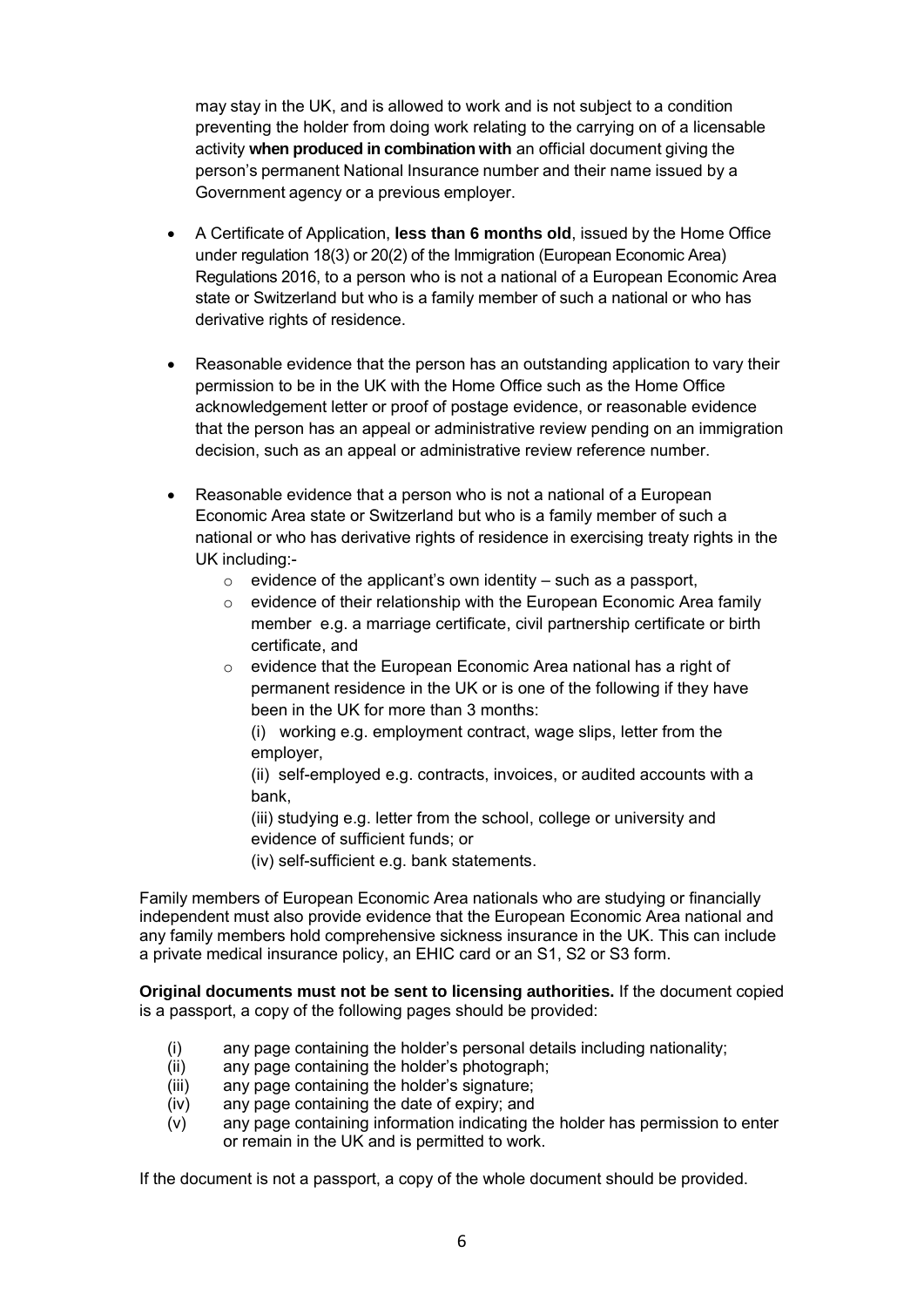may stay in the UK, and is allowed to work and is not subject to a condition preventing the holder from doing work relating to the carrying on of a licensable activity **when produced in combination with** an official document giving the person's permanent National Insurance number and their name issued by a Government agency or a previous employer.

- A Certificate of Application, **less than 6 months old**, issued by the Home Office under regulation 18(3) or 20(2) of the Immigration (European Economic Area) Regulations 2016, to a person who is not a national of a European Economic Area state or Switzerland but who is a family member of such a national or who has derivative rights of residence.
- Reasonable evidence that the person has an outstanding application to vary their permission to be in the UK with the Home Office such as the Home Office acknowledgement letter or proof of postage evidence, or reasonable evidence that the person has an appeal or administrative review pending on an immigration decision, such as an appeal or administrative review reference number.
- Reasonable evidence that a person who is not a national of a European Economic Area state or Switzerland but who is a family member of such a national or who has derivative rights of residence in exercising treaty rights in the UK including:-
    - evidence of the applicant's own identity – such as a passport,
    - evidence of their relationship with the European Economic Area family member e.g. a marriage certificate, civil partnership certificate or birth certificate, and
    - evidence that the European Economic Area national has a right of permanent residence in the UK or is one of the following if they have been in the UK for more than 3 months:

      (i) working e.g. employment contract, wage slips, letter from the employer,

      (ii) self-employed e.g. contracts, invoices, or audited accounts with a bank,

      (iii) studying e.g. letter from the school, college or university and evidence of sufficient funds; or

      (iv) self-sufficient e.g. bank statements.

Family members of European Economic Area nationals who are studying or financially independent must also provide evidence that the European Economic Area national and any family members hold comprehensive sickness insurance in the UK. This can include a private medical insurance policy, an EHIC card or an S1, S2 or S3 form.

**Original documents must not be sent to licensing authorities.** If the document copied is a passport, a copy of the following pages should be provided:

(i) any page containing the holder's personal details including nationality;
(ii) any page containing the holder's photograph;
(iii) any page containing the holder's signature;
(iv) any page containing the date of expiry; and
(v) any page containing information indicating the holder has permission to enter or remain in the UK and is permitted to work.

If the document is not a passport, a copy of the whole document should be provided.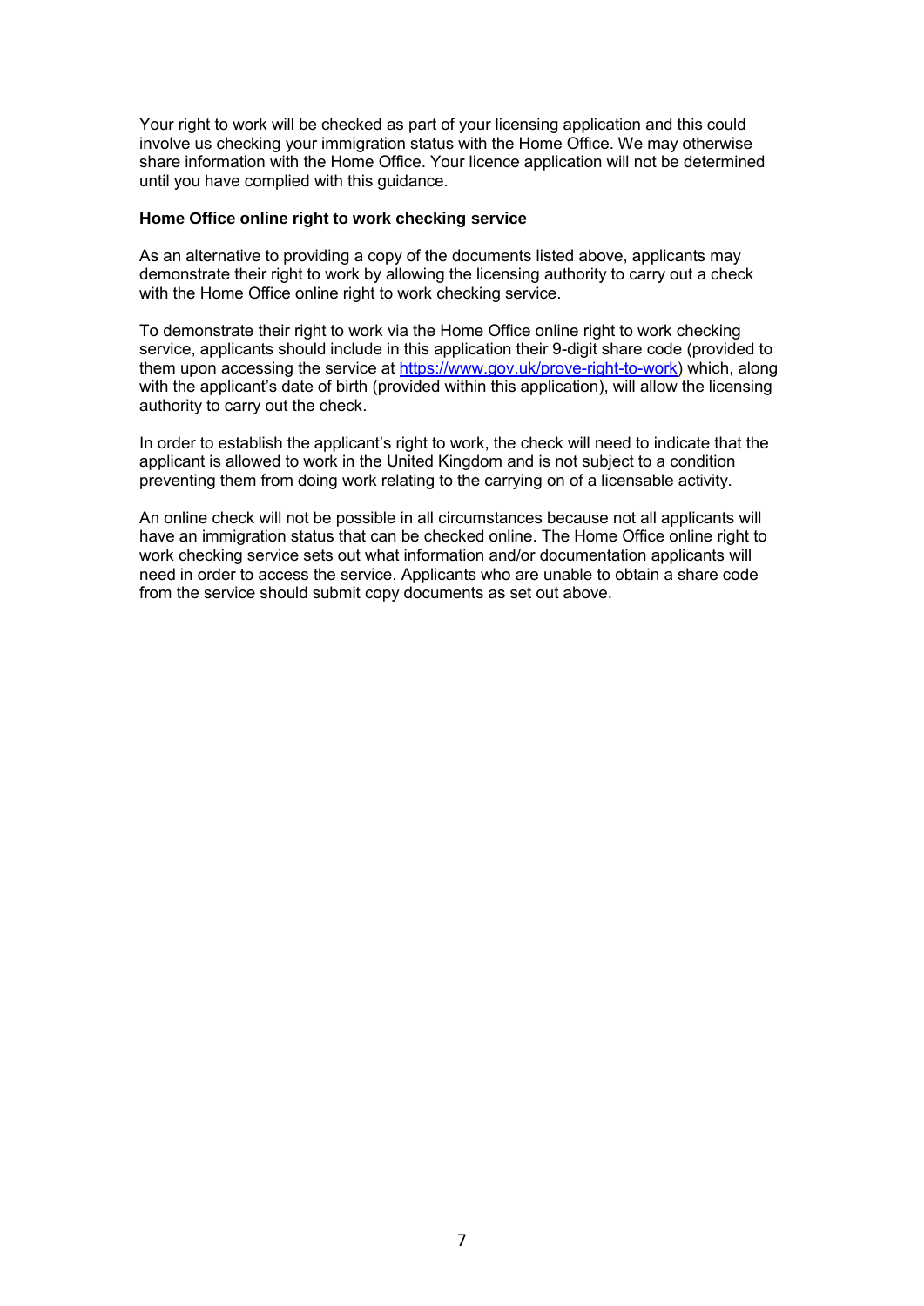Your right to work will be checked as part of your licensing application and this could involve us checking your immigration status with the Home Office. We may otherwise share information with the Home Office. Your licence application will not be determined until you have complied with this guidance.

**Home Office online right to work checking service**

As an alternative to providing a copy of the documents listed above, applicants may demonstrate their right to work by allowing the licensing authority to carry out a check with the Home Office online right to work checking service.

To demonstrate their right to work via the Home Office online right to work checking service, applicants should include in this application their 9-digit share code (provided to them upon accessing the service at [https://www.gov.uk/prove-right-to-work](https://www.gov.uk/prove-right-to-work)) which, along with the applicant's date of birth (provided within this application), will allow the licensing authority to carry out the check.

In order to establish the applicant's right to work, the check will need to indicate that the applicant is allowed to work in the United Kingdom and is not subject to a condition preventing them from doing work relating to the carrying on of a licensable activity.

An online check will not be possible in all circumstances because not all applicants will have an immigration status that can be checked online. The Home Office online right to work checking service sets out what information and/or documentation applicants will need in order to access the service. Applicants who are unable to obtain a share code from the service should submit copy documents as set out above.